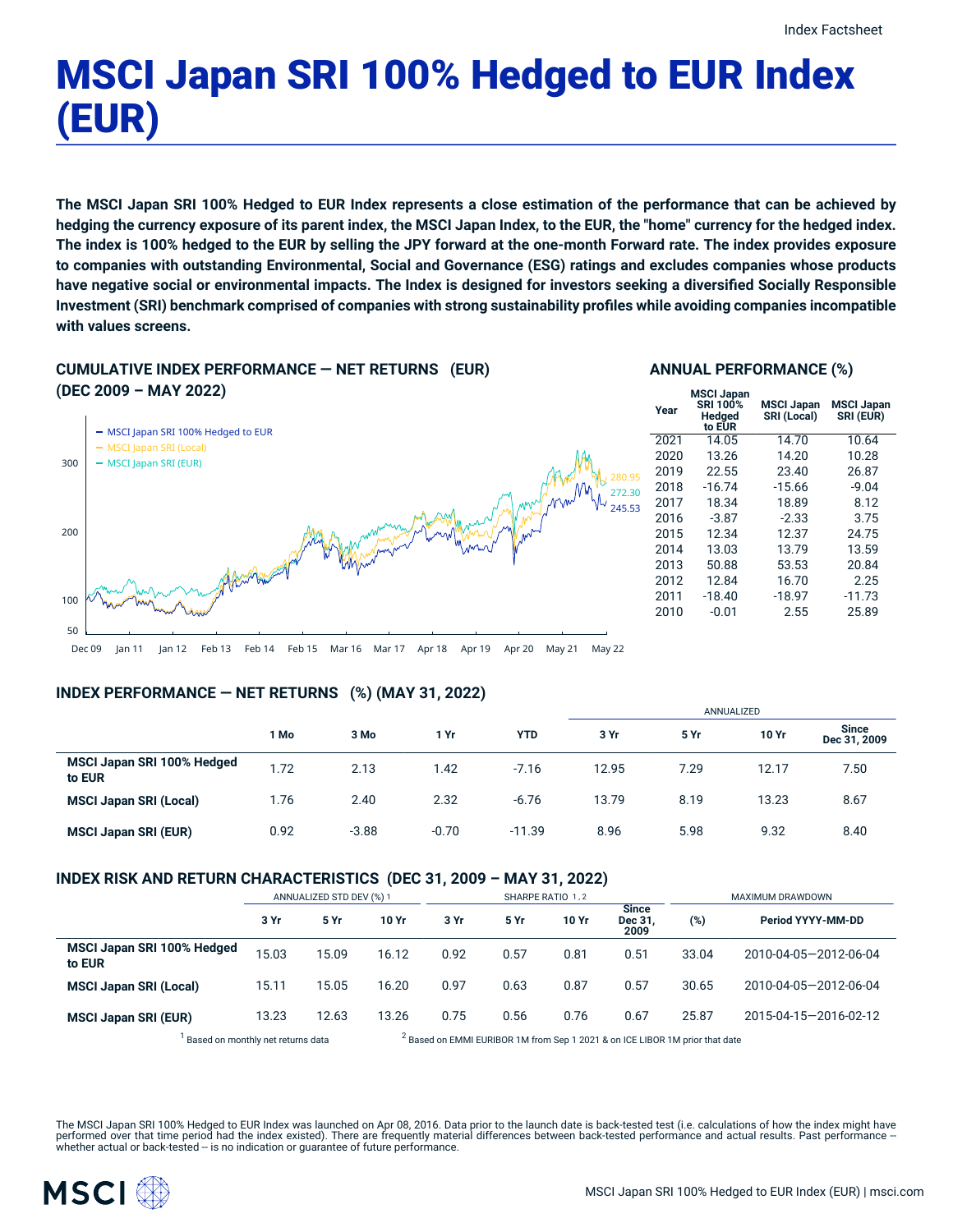Index Factsheet

# MSCI Japan SRI 100% Hedged to EUR Index (EUR)

**The MSCI Japan SRI 100% Hedged to EUR Index represents a close estimation of the performance that can be achieved by hedging the currency exposure of its parent index, the MSCI Japan Index, to the EUR, the "home" currency for the hedged index. The index is 100% hedged to the EUR by selling the JPY forward at the one-month Forward rate. The index provides exposure to companies with outstanding Environmental, Social and Governance (ESG) ratings and excludes companies whose products have negative social or environmental impacts. The Index is designed for investors seeking a diversified Socially Responsible Investment (SRI) benchmark comprised of companies with strong sustainability profiles while avoiding companies incompatible with values screens.**

## CUMULATIVE INDEX PERFORMANCE — NET RETURNS (EUR) (DEC 2009 – MAY 2022)

- MSCI Japan SRI 100% Hedged to EUR: 245.53
- MSCI Japan SRI (Local): 280.95
- MSCI Japan SRI (EUR): 272.30

## ANNUAL PERFORMANCE (%)

| Year | MSCI Japan SRI 100% Hedged to EUR | MSCI Japan SRI (Local) | MSCI Japan SRI (EUR) |
|---|---|---|---|
| 2021 | 14.05 | 14.70 | 10.64 |
| 2020 | 13.26 | 14.20 | 10.28 |
| 2019 | 22.55 | 23.40 | 26.87 |
| 2018 | -16.74 | -15.66 | -9.04 |
| 2017 | 18.34 | 18.89 | 8.12 |
| 2016 | -3.87 | -2.33 | 3.75 |
| 2015 | 12.34 | 12.37 | 24.75 |
| 2014 | 13.03 | 13.79 | 13.59 |
| 2013 | 50.88 | 53.53 | 20.84 |
| 2012 | 12.84 | 16.70 | 2.25 |
| 2011 | -18.40 | -18.97 | -11.73 |
| 2010 | -0.01 | 2.55 | 25.89 |

## INDEX PERFORMANCE — NET RETURNS (%) (MAY 31, 2022)

| | 1 Mo | 3 Mo | 1 Yr | YTD | ANNUALIZED 3 Yr | 5 Yr | 10 Yr | Since Dec 31, 2009 |
|---|---|---|---|---|---|---|---|---|
| **MSCI Japan SRI 100% Hedged to EUR** | 1.72 | 2.13 | 1.42 | -7.16 | 12.95 | 7.29 | 12.17 | 7.50 |
| **MSCI Japan SRI (Local)** | 1.76 | 2.40 | 2.32 | -6.76 | 13.79 | 8.19 | 13.23 | 8.67 |
| **MSCI Japan SRI (EUR)** | 0.92 | -3.88 | -0.70 | -11.39 | 8.96 | 5.98 | 9.32 | 8.40 |

## INDEX RISK AND RETURN CHARACTERISTICS (DEC 31, 2009 – MAY 31, 2022)

| | ANNUALIZED STD DEV (%) [1] | | | SHARPE RATIO [1,2] | | | | MAXIMUM DRAWDOWN | |
|---|---|---|---|---|---|---|---|---|---|
| | 3 Yr | 5 Yr | 10 Yr | 3 Yr | 5 Yr | 10 Yr | Since Dec 31, 2009 | (%) | Period YYYY-MM-DD |
| **MSCI Japan SRI 100% Hedged to EUR** | 15.03 | 15.09 | 16.12 | 0.92 | 0.57 | 0.81 | 0.51 | 33.04 | 2010-04-05—2012-06-04 |
| **MSCI Japan SRI (Local)** | 15.11 | 15.05 | 16.20 | 0.97 | 0.63 | 0.87 | 0.57 | 30.65 | 2010-04-05—2012-06-04 |
| **MSCI Japan SRI (EUR)** | 13.23 | 12.63 | 13.26 | 0.75 | 0.56 | 0.76 | 0.67 | 25.87 | 2015-04-15—2016-02-12 |

[1] Based on monthly net returns data

[2] Based on EMMI EURIBOR 1M from Sep 1 2021 & on ICE LIBOR 1M prior that date

The MSCI Japan SRI 100% Hedged to EUR Index was launched on Apr 08, 2016. Data prior to the launch date is back-tested test (i.e. calculations of how the index might have performed over that time period had the index existed). There are frequently material differences between back-tested performance and actual results. Past performance -- whether actual or back-tested -- is no indication or guarantee of future performance.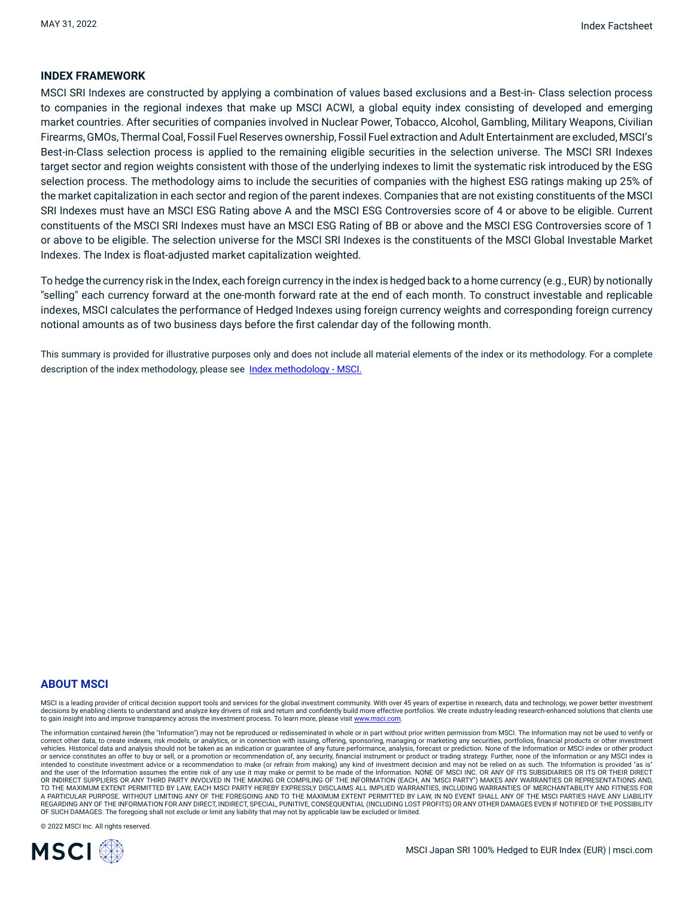## INDEX FRAMEWORK

MSCI SRI Indexes are constructed by applying a combination of values based exclusions and a Best-in- Class selection process to companies in the regional indexes that make up MSCI ACWI, a global equity index consisting of developed and emerging market countries. After securities of companies involved in Nuclear Power, Tobacco, Alcohol, Gambling, Military Weapons, Civilian Firearms, GMOs, Thermal Coal, Fossil Fuel Reserves ownership, Fossil Fuel extraction and Adult Entertainment are excluded, MSCI's Best-in-Class selection process is applied to the remaining eligible securities in the selection universe. The MSCI SRI Indexes target sector and region weights consistent with those of the underlying indexes to limit the systematic risk introduced by the ESG selection process. The methodology aims to include the securities of companies with the highest ESG ratings making up 25% of the market capitalization in each sector and region of the parent indexes. Companies that are not existing constituents of the MSCI SRI Indexes must have an MSCI ESG Rating above A and the MSCI ESG Controversies score of 4 or above to be eligible. Current constituents of the MSCI SRI Indexes must have an MSCI ESG Rating of BB or above and the MSCI ESG Controversies score of 1 or above to be eligible. The selection universe for the MSCI SRI Indexes is the constituents of the MSCI Global Investable Market Indexes. The Index is float-adjusted market capitalization weighted.

To hedge the currency risk in the Index, each foreign currency in the index is hedged back to a home currency (e.g., EUR) by notionally "selling" each currency forward at the one-month forward rate at the end of each month. To construct investable and replicable indexes, MSCI calculates the performance of Hedged Indexes using foreign currency weights and corresponding foreign currency notional amounts as of two business days before the first calendar day of the following month.

This summary is provided for illustrative purposes only and does not include all material elements of the index or its methodology. For a complete description of the index methodology, please see [Index methodology - MSCI.]()

## ABOUT MSCI

MSCI is a leading provider of critical decision support tools and services for the global investment community. With over 45 years of expertise in research, data and technology, we power better investment decisions by enabling clients to understand and analyze key drivers of risk and return and confidently build more effective portfolios. We create industry-leading research-enhanced solutions that clients use to gain insight into and improve transparency across the investment process. To learn more, please visit www.msci.com.

The information contained herein (the "Information") may not be reproduced or redisseminated in whole or in part without prior written permission from MSCI. The Information may not be used to verify or correct other data, to create indexes, risk models, or analytics, or in connection with issuing, offering, sponsoring, managing or marketing any securities, portfolios, financial products or other investment vehicles. Historical data and analysis should not be taken as an indication or guarantee of any future performance, analysis, forecast or prediction. None of the Information or MSCI index or other product or service constitutes an offer to buy or sell, or a promotion or recommendation of, any security, financial instrument or product or trading strategy. Further, none of the Information or any MSCI index is intended to constitute investment advice or a recommendation to make (or refrain from making) any kind of investment decision and may not be relied on as such. The Information is provided "as is" and the user of the Information assumes the entire risk of any use it may make or permit to be made of the Information. NONE OF MSCI INC. OR ANY OF ITS SUBSIDIARIES OR ITS OR THEIR DIRECT OR INDIRECT SUPPLIERS OR ANY THIRD PARTY INVOLVED IN THE MAKING OR COMPILING OF THE INFORMATION (EACH, AN "MSCI PARTY") MAKES ANY WARRANTIES OR REPRESENTATIONS AND, TO THE MAXIMUM EXTENT PERMITTED BY LAW, EACH MSCI PARTY HEREBY EXPRESSLY DISCLAIMS ALL IMPLIED WARRANTIES, INCLUDING WARRANTIES OF MERCHANTABILITY AND FITNESS FOR A PARTICULAR PURPOSE. WITHOUT LIMITING ANY OF THE FOREGOING AND TO THE MAXIMUM EXTENT PERMITTED BY LAW, IN NO EVENT SHALL ANY OF THE MSCI PARTIES HAVE ANY LIABILITY REGARDING ANY OF THE INFORMATION FOR ANY DIRECT, INDIRECT, SPECIAL, PUNITIVE, CONSEQUENTIAL (INCLUDING LOST PROFITS) OR ANY OTHER DAMAGES EVEN IF NOTIFIED OF THE POSSIBILITY OF SUCH DAMAGES. The foregoing shall not exclude or limit any liability that may not by applicable law be excluded or limited.

© 2022 MSCI Inc. All rights reserved.